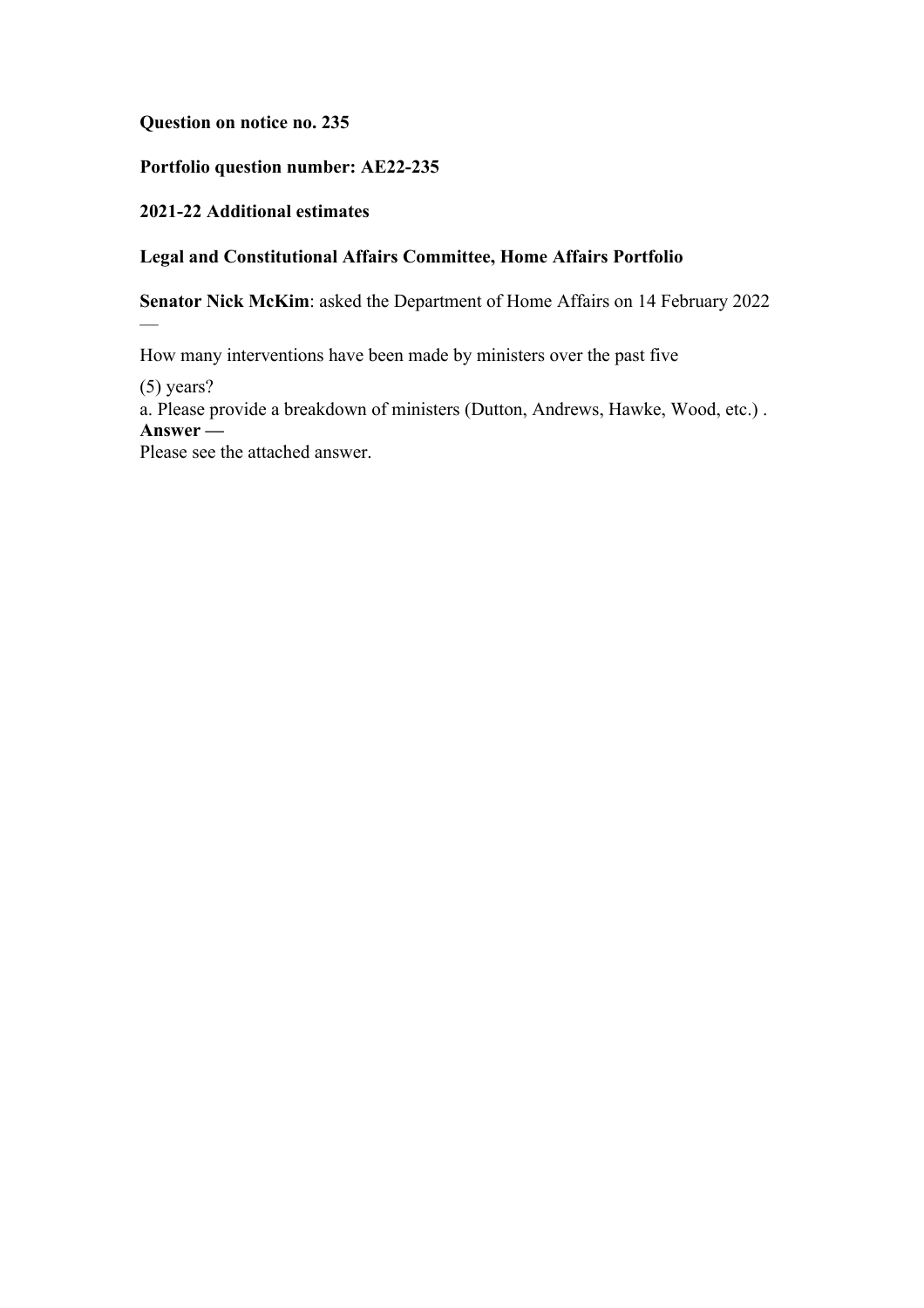**Question on notice no. 235**

**Portfolio question number: AE22-235**

**2021-22 Additional estimates**

**Legal and Constitutional Affairs Committee, Home Affairs Portfolio**

**Senator Nick McKim**: asked the Department of Home Affairs on 14 February 2022 —

How many interventions have been made by ministers over the past five

(5) years?
a. Please provide a breakdown of ministers (Dutton, Andrews, Hawke, Wood, etc.) .
**Answer —**
Please see the attached answer.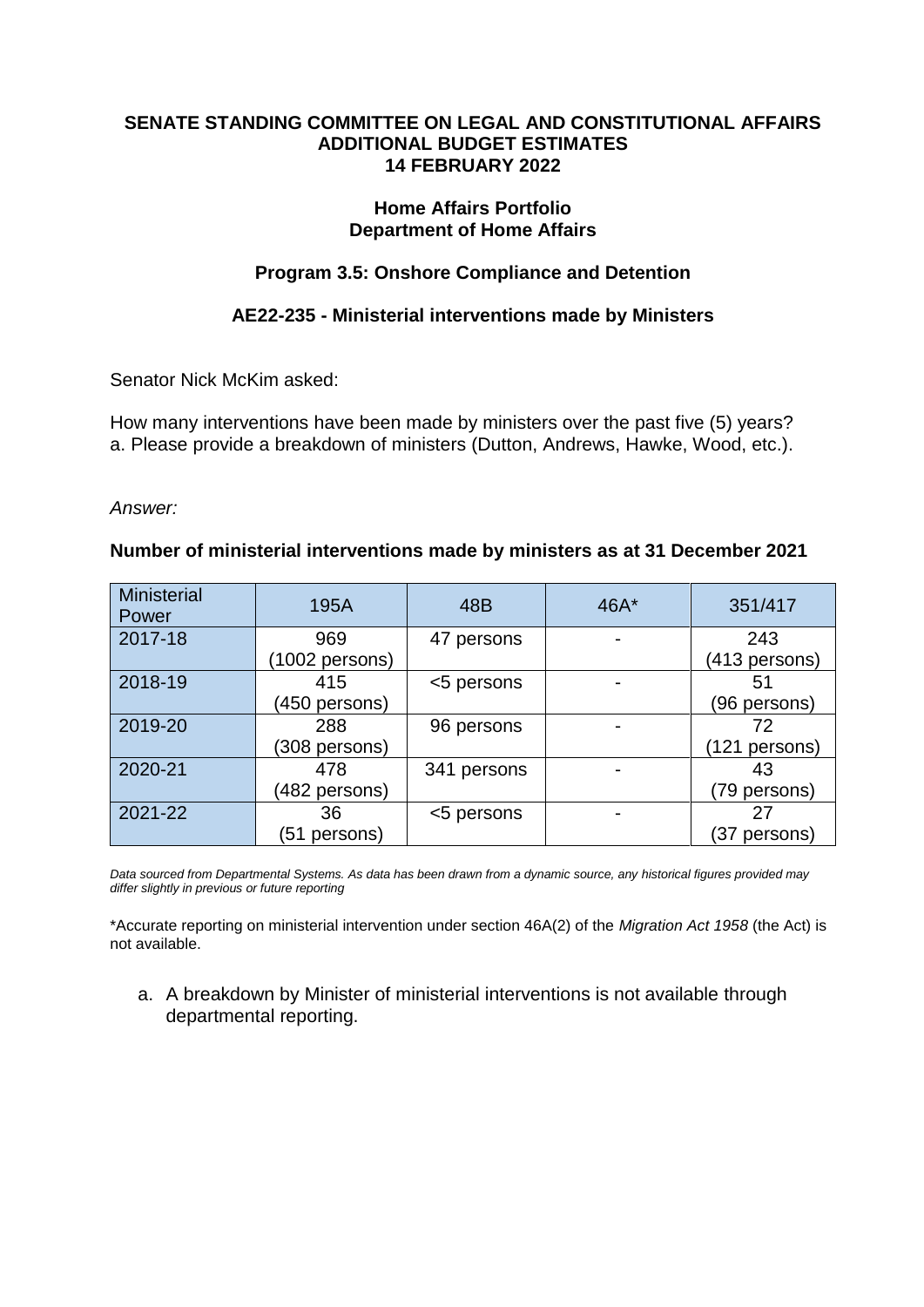**SENATE STANDING COMMITTEE ON LEGAL AND CONSTITUTIONAL AFFAIRS**
**ADDITIONAL BUDGET ESTIMATES**
**14 FEBRUARY 2022**

**Home Affairs Portfolio**
**Department of Home Affairs**

**Program 3.5: Onshore Compliance and Detention**

**AE22-235 - Ministerial interventions made by Ministers**

Senator Nick McKim asked:

How many interventions have been made by ministers over the past five (5) years?
a. Please provide a breakdown of ministers (Dutton, Andrews, Hawke, Wood, etc.).

*Answer:*

**Number of ministerial interventions made by ministers as at 31 December 2021**

| Ministerial Power | 195A | 48B | 46A* | 351/417 |
|---|---|---|---|---|
| 2017-18 | 969 (1002 persons) | 47 persons | - | 243 (413 persons) |
| 2018-19 | 415 (450 persons) | <5 persons | - | 51 (96 persons) |
| 2019-20 | 288 (308 persons) | 96 persons | - | 72 (121 persons) |
| 2020-21 | 478 (482 persons) | 341 persons | - | 43 (79 persons) |
| 2021-22 | 36 (51 persons) | <5 persons | - | 27 (37 persons) |

*Data sourced from Departmental Systems. As data has been drawn from a dynamic source, any historical figures provided may differ slightly in previous or future reporting*

*Accurate reporting on ministerial intervention under section 46A(2) of the *Migration Act 1958* (the Act) is not available.

a. A breakdown by Minister of ministerial interventions is not available through departmental reporting.